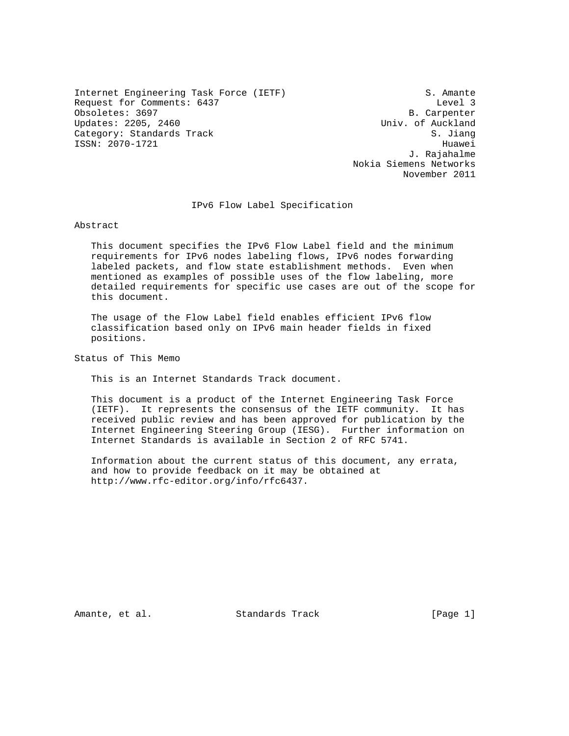Internet Engineering Task Force (IETF)                         S. Amante
Request for Comments: 6437                                       Level 3
Obsoletes: 3697                                             B. Carpenter
Updates: 2205, 2460                                   Univ. of Auckland
Category: Standards Track                                       S. Jiang
ISSN: 2070-1721                                                   Huawei
                                                            J. Rajahalme
                                                  Nokia Siemens Networks
                                                           November 2011

# IPv6 Flow Label Specification

## Abstract

This document specifies the IPv6 Flow Label field and the minimum requirements for IPv6 nodes labeling flows, IPv6 nodes forwarding labeled packets, and flow state establishment methods. Even when mentioned as examples of possible uses of the flow labeling, more detailed requirements for specific use cases are out of the scope for this document.

The usage of the Flow Label field enables efficient IPv6 flow classification based only on IPv6 main header fields in fixed positions.

## Status of This Memo

This is an Internet Standards Track document.

This document is a product of the Internet Engineering Task Force (IETF). It represents the consensus of the IETF community. It has received public review and has been approved for publication by the Internet Engineering Steering Group (IESG). Further information on Internet Standards is available in Section 2 of RFC 5741.

Information about the current status of this document, any errata, and how to provide feedback on it may be obtained at http://www.rfc-editor.org/info/rfc6437.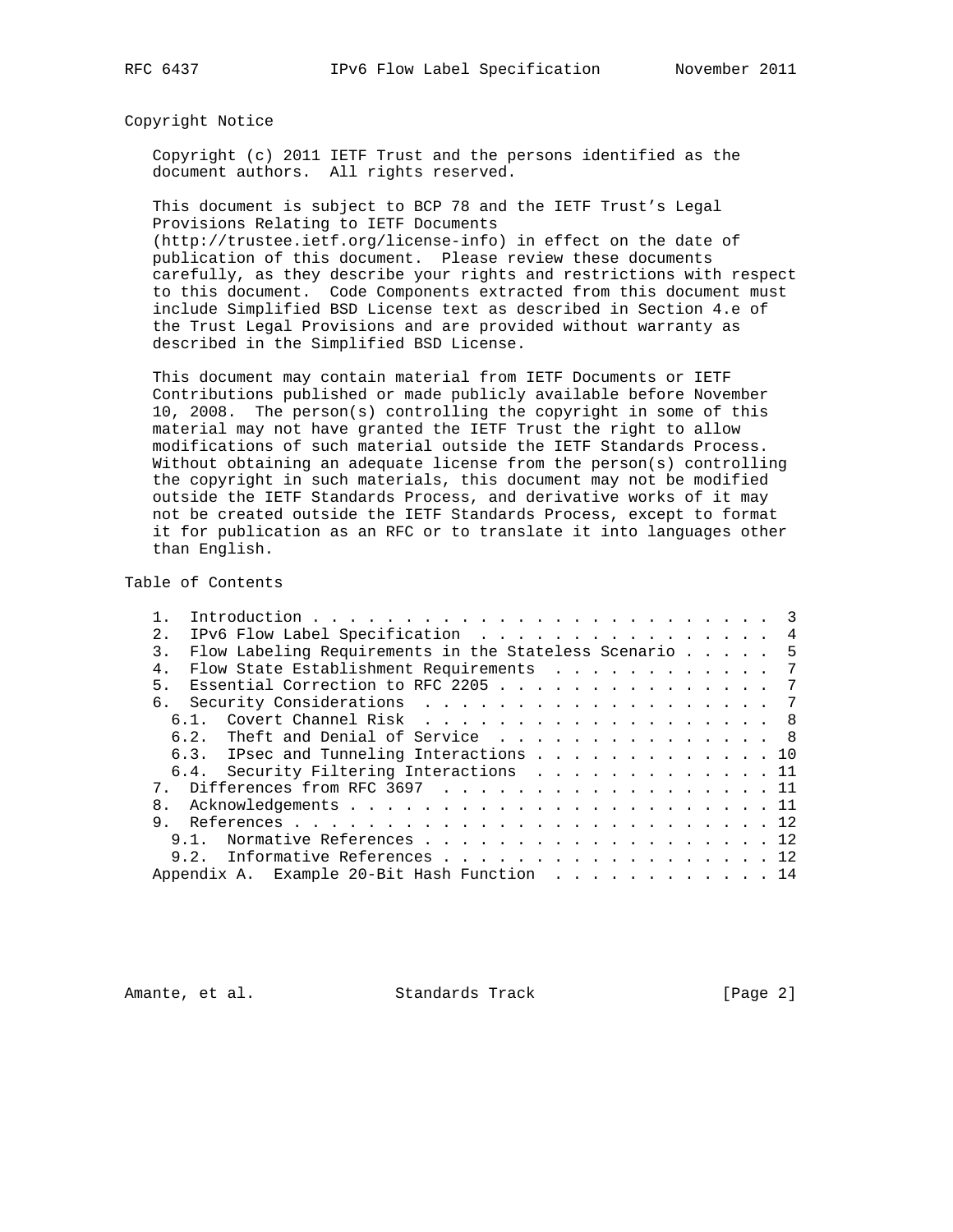## Copyright Notice

Copyright (c) 2011 IETF Trust and the persons identified as the document authors. All rights reserved.

This document is subject to BCP 78 and the IETF Trust's Legal Provisions Relating to IETF Documents (http://trustee.ietf.org/license-info) in effect on the date of publication of this document. Please review these documents carefully, as they describe your rights and restrictions with respect to this document. Code Components extracted from this document must include Simplified BSD License text as described in Section 4.e of the Trust Legal Provisions and are provided without warranty as described in the Simplified BSD License.

This document may contain material from IETF Documents or IETF Contributions published or made publicly available before November 10, 2008. The person(s) controlling the copyright in some of this material may not have granted the IETF Trust the right to allow modifications of such material outside the IETF Standards Process. Without obtaining an adequate license from the person(s) controlling the copyright in such materials, this document may not be modified outside the IETF Standards Process, and derivative works of it may not be created outside the IETF Standards Process, except to format it for publication as an RFC or to translate it into languages other than English.

## Table of Contents

```
   1.  Introduction . . . . . . . . . . . . . . . . . . . . . . . . .  3
   2.  IPv6 Flow Label Specification  . . . . . . . . . . . . . . . .  4
   3.  Flow Labeling Requirements in the Stateless Scenario . . . . .  5
   4.  Flow State Establishment Requirements  . . . . . . . . . . . .  7
   5.  Essential Correction to RFC 2205 . . . . . . . . . . . . . . .  7
   6.  Security Considerations  . . . . . . . . . . . . . . . . . . .  7
     6.1.  Covert Channel Risk  . . . . . . . . . . . . . . . . . . .  8
     6.2.  Theft and Denial of Service  . . . . . . . . . . . . . . .  8
     6.3.  IPsec and Tunneling Interactions . . . . . . . . . . . . . 10
     6.4.  Security Filtering Interactions  . . . . . . . . . . . . . 11
   7.  Differences from RFC 3697  . . . . . . . . . . . . . . . . . . 11
   8.  Acknowledgements . . . . . . . . . . . . . . . . . . . . . . . 11
   9.  References . . . . . . . . . . . . . . . . . . . . . . . . . . 12
     9.1.  Normative References . . . . . . . . . . . . . . . . . . . 12
     9.2.  Informative References . . . . . . . . . . . . . . . . . . 12
   Appendix A.  Example 20-Bit Hash Function  . . . . . . . . . . . . 14
```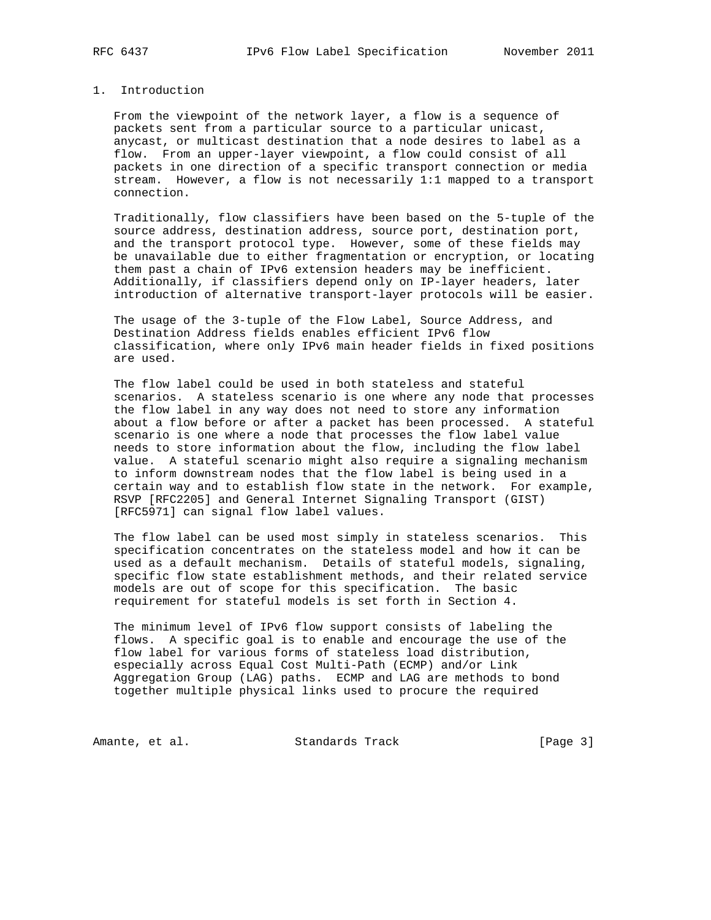## 1. Introduction

From the viewpoint of the network layer, a flow is a sequence of packets sent from a particular source to a particular unicast, anycast, or multicast destination that a node desires to label as a flow. From an upper-layer viewpoint, a flow could consist of all packets in one direction of a specific transport connection or media stream. However, a flow is not necessarily 1:1 mapped to a transport connection.

Traditionally, flow classifiers have been based on the 5-tuple of the source address, destination address, source port, destination port, and the transport protocol type. However, some of these fields may be unavailable due to either fragmentation or encryption, or locating them past a chain of IPv6 extension headers may be inefficient. Additionally, if classifiers depend only on IP-layer headers, later introduction of alternative transport-layer protocols will be easier.

The usage of the 3-tuple of the Flow Label, Source Address, and Destination Address fields enables efficient IPv6 flow classification, where only IPv6 main header fields in fixed positions are used.

The flow label could be used in both stateless and stateful scenarios. A stateless scenario is one where any node that processes the flow label in any way does not need to store any information about a flow before or after a packet has been processed. A stateful scenario is one where a node that processes the flow label value needs to store information about the flow, including the flow label value. A stateful scenario might also require a signaling mechanism to inform downstream nodes that the flow label is being used in a certain way and to establish flow state in the network. For example, RSVP [RFC2205] and General Internet Signaling Transport (GIST) [RFC5971] can signal flow label values.

The flow label can be used most simply in stateless scenarios. This specification concentrates on the stateless model and how it can be used as a default mechanism. Details of stateful models, signaling, specific flow state establishment methods, and their related service models are out of scope for this specification. The basic requirement for stateful models is set forth in Section 4.

The minimum level of IPv6 flow support consists of labeling the flows. A specific goal is to enable and encourage the use of the flow label for various forms of stateless load distribution, especially across Equal Cost Multi-Path (ECMP) and/or Link Aggregation Group (LAG) paths. ECMP and LAG are methods to bond together multiple physical links used to procure the required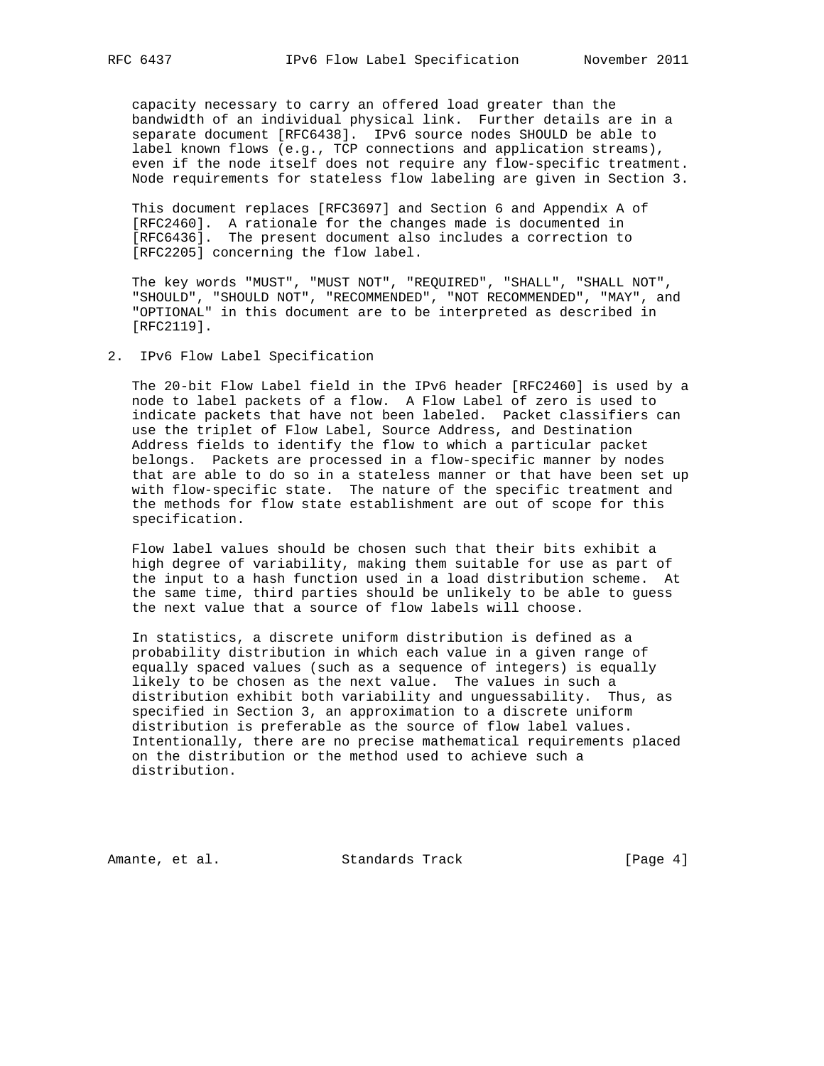capacity necessary to carry an offered load greater than the bandwidth of an individual physical link. Further details are in a separate document [RFC6438]. IPv6 source nodes SHOULD be able to label known flows (e.g., TCP connections and application streams), even if the node itself does not require any flow-specific treatment. Node requirements for stateless flow labeling are given in Section 3.

This document replaces [RFC3697] and Section 6 and Appendix A of [RFC2460]. A rationale for the changes made is documented in [RFC6436]. The present document also includes a correction to [RFC2205] concerning the flow label.

The key words "MUST", "MUST NOT", "REQUIRED", "SHALL", "SHALL NOT", "SHOULD", "SHOULD NOT", "RECOMMENDED", "NOT RECOMMENDED", "MAY", and "OPTIONAL" in this document are to be interpreted as described in [RFC2119].

## 2. IPv6 Flow Label Specification

The 20-bit Flow Label field in the IPv6 header [RFC2460] is used by a node to label packets of a flow. A Flow Label of zero is used to indicate packets that have not been labeled. Packet classifiers can use the triplet of Flow Label, Source Address, and Destination Address fields to identify the flow to which a particular packet belongs. Packets are processed in a flow-specific manner by nodes that are able to do so in a stateless manner or that have been set up with flow-specific state. The nature of the specific treatment and the methods for flow state establishment are out of scope for this specification.

Flow label values should be chosen such that their bits exhibit a high degree of variability, making them suitable for use as part of the input to a hash function used in a load distribution scheme. At the same time, third parties should be unlikely to be able to guess the next value that a source of flow labels will choose.

In statistics, a discrete uniform distribution is defined as a probability distribution in which each value in a given range of equally spaced values (such as a sequence of integers) is equally likely to be chosen as the next value. The values in such a distribution exhibit both variability and unguessability. Thus, as specified in Section 3, an approximation to a discrete uniform distribution is preferable as the source of flow label values. Intentionally, there are no precise mathematical requirements placed on the distribution or the method used to achieve such a distribution.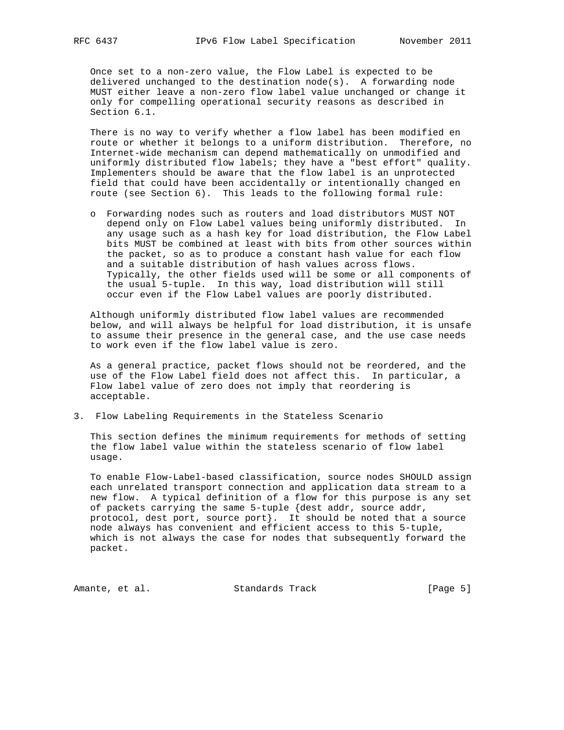Once set to a non-zero value, the Flow Label is expected to be delivered unchanged to the destination node(s). A forwarding node MUST either leave a non-zero flow label value unchanged or change it only for compelling operational security reasons as described in Section 6.1.

There is no way to verify whether a flow label has been modified en route or whether it belongs to a uniform distribution. Therefore, no Internet-wide mechanism can depend mathematically on unmodified and uniformly distributed flow labels; they have a "best effort" quality. Implementers should be aware that the flow label is an unprotected field that could have been accidentally or intentionally changed en route (see Section 6). This leads to the following formal rule:

- Forwarding nodes such as routers and load distributors MUST NOT depend only on Flow Label values being uniformly distributed. In any usage such as a hash key for load distribution, the Flow Label bits MUST be combined at least with bits from other sources within the packet, so as to produce a constant hash value for each flow and a suitable distribution of hash values across flows. Typically, the other fields used will be some or all components of the usual 5-tuple. In this way, load distribution will still occur even if the Flow Label values are poorly distributed.

Although uniformly distributed flow label values are recommended below, and will always be helpful for load distribution, it is unsafe to assume their presence in the general case, and the use case needs to work even if the flow label value is zero.

As a general practice, packet flows should not be reordered, and the use of the Flow Label field does not affect this. In particular, a Flow label value of zero does not imply that reordering is acceptable.

## 3. Flow Labeling Requirements in the Stateless Scenario

This section defines the minimum requirements for methods of setting the flow label value within the stateless scenario of flow label usage.

To enable Flow-Label-based classification, source nodes SHOULD assign each unrelated transport connection and application data stream to a new flow. A typical definition of a flow for this purpose is any set of packets carrying the same 5-tuple {dest addr, source addr, protocol, dest port, source port}. It should be noted that a source node always has convenient and efficient access to this 5-tuple, which is not always the case for nodes that subsequently forward the packet.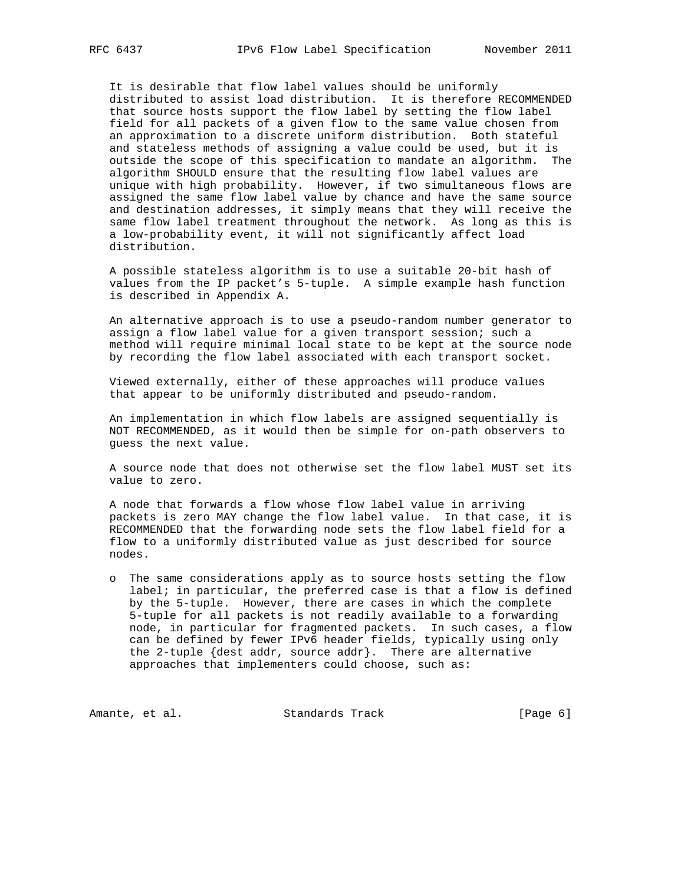It is desirable that flow label values should be uniformly distributed to assist load distribution. It is therefore RECOMMENDED that source hosts support the flow label by setting the flow label field for all packets of a given flow to the same value chosen from an approximation to a discrete uniform distribution. Both stateful and stateless methods of assigning a value could be used, but it is outside the scope of this specification to mandate an algorithm. The algorithm SHOULD ensure that the resulting flow label values are unique with high probability. However, if two simultaneous flows are assigned the same flow label value by chance and have the same source and destination addresses, it simply means that they will receive the same flow label treatment throughout the network. As long as this is a low-probability event, it will not significantly affect load distribution.

A possible stateless algorithm is to use a suitable 20-bit hash of values from the IP packet's 5-tuple. A simple example hash function is described in Appendix A.

An alternative approach is to use a pseudo-random number generator to assign a flow label value for a given transport session; such a method will require minimal local state to be kept at the source node by recording the flow label associated with each transport socket.

Viewed externally, either of these approaches will produce values that appear to be uniformly distributed and pseudo-random.

An implementation in which flow labels are assigned sequentially is NOT RECOMMENDED, as it would then be simple for on-path observers to guess the next value.

A source node that does not otherwise set the flow label MUST set its value to zero.

A node that forwards a flow whose flow label value in arriving packets is zero MAY change the flow label value. In that case, it is RECOMMENDED that the forwarding node sets the flow label field for a flow to a uniformly distributed value as just described for source nodes.

- The same considerations apply as to source hosts setting the flow label; in particular, the preferred case is that a flow is defined by the 5-tuple. However, there are cases in which the complete 5-tuple for all packets is not readily available to a forwarding node, in particular for fragmented packets. In such cases, a flow can be defined by fewer IPv6 header fields, typically using only the 2-tuple {dest addr, source addr}. There are alternative approaches that implementers could choose, such as: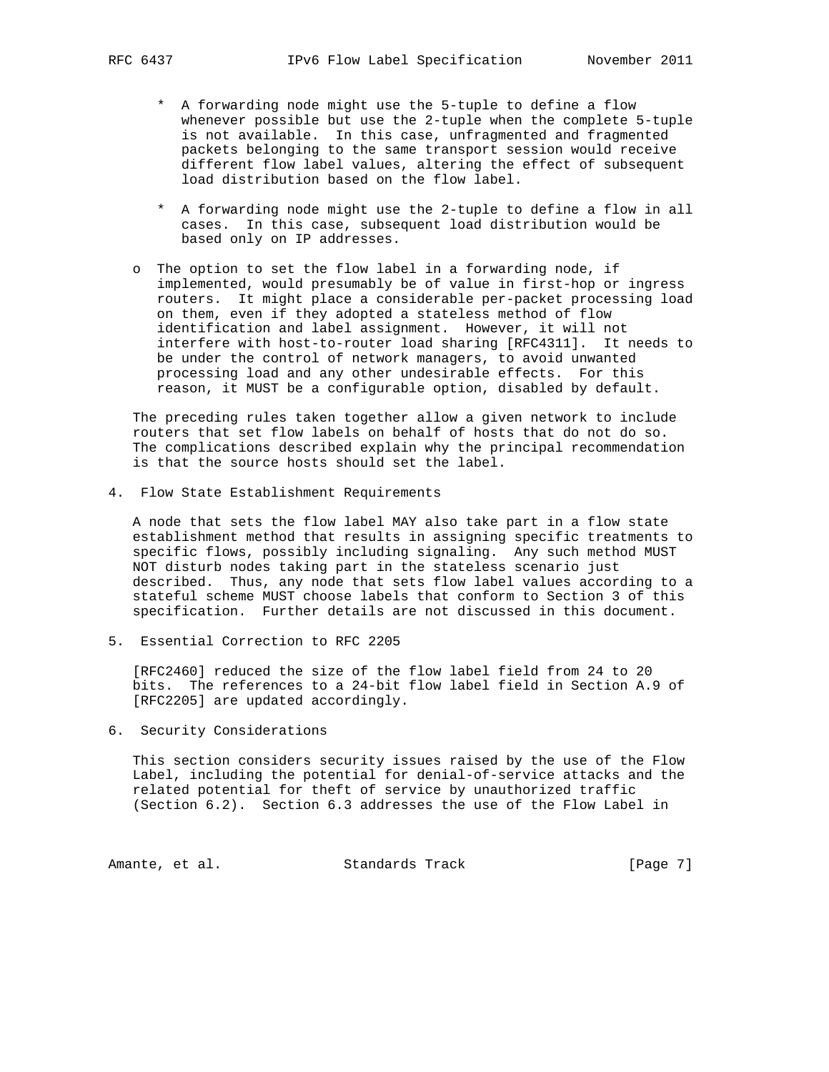* A forwarding node might use the 5-tuple to define a flow whenever possible but use the 2-tuple when the complete 5-tuple is not available. In this case, unfragmented and fragmented packets belonging to the same transport session would receive different flow label values, altering the effect of subsequent load distribution based on the flow label.

   * A forwarding node might use the 2-tuple to define a flow in all cases. In this case, subsequent load distribution would be based only on IP addresses.

- The option to set the flow label in a forwarding node, if implemented, would presumably be of value in first-hop or ingress routers. It might place a considerable per-packet processing load on them, even if they adopted a stateless method of flow identification and label assignment. However, it will not interfere with host-to-router load sharing [RFC4311]. It needs to be under the control of network managers, to avoid unwanted processing load and any other undesirable effects. For this reason, it MUST be a configurable option, disabled by default.

The preceding rules taken together allow a given network to include routers that set flow labels on behalf of hosts that do not do so. The complications described explain why the principal recommendation is that the source hosts should set the label.

## 4. Flow State Establishment Requirements

A node that sets the flow label MAY also take part in a flow state establishment method that results in assigning specific treatments to specific flows, possibly including signaling. Any such method MUST NOT disturb nodes taking part in the stateless scenario just described. Thus, any node that sets flow label values according to a stateful scheme MUST choose labels that conform to Section 3 of this specification. Further details are not discussed in this document.

## 5. Essential Correction to RFC 2205

[RFC2460] reduced the size of the flow label field from 24 to 20 bits. The references to a 24-bit flow label field in Section A.9 of [RFC2205] are updated accordingly.

## 6. Security Considerations

This section considers security issues raised by the use of the Flow Label, including the potential for denial-of-service attacks and the related potential for theft of service by unauthorized traffic (Section 6.2). Section 6.3 addresses the use of the Flow Label in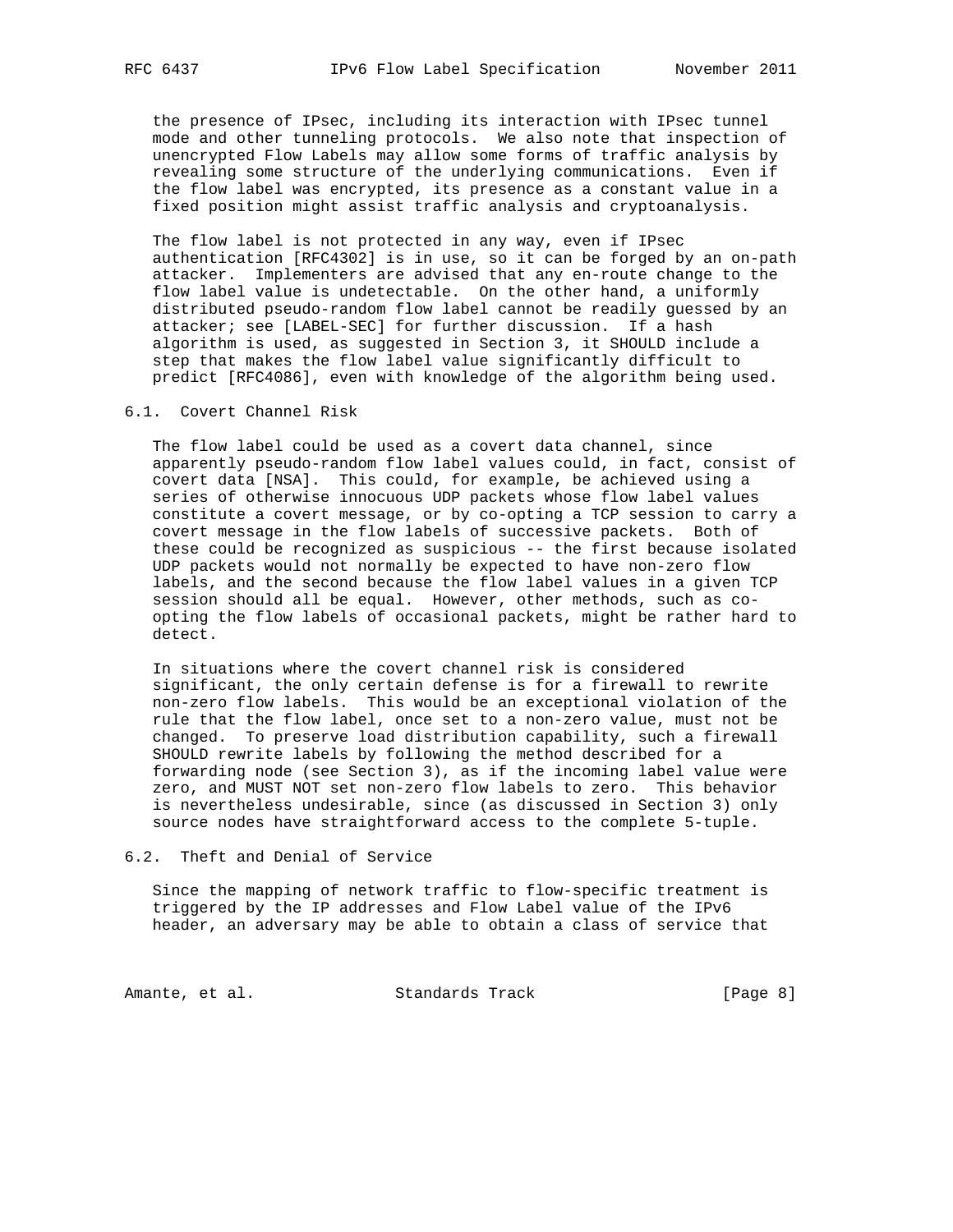the presence of IPsec, including its interaction with IPsec tunnel mode and other tunneling protocols. We also note that inspection of unencrypted Flow Labels may allow some forms of traffic analysis by revealing some structure of the underlying communications. Even if the flow label was encrypted, its presence as a constant value in a fixed position might assist traffic analysis and cryptoanalysis.

The flow label is not protected in any way, even if IPsec authentication [RFC4302] is in use, so it can be forged by an on-path attacker. Implementers are advised that any en-route change to the flow label value is undetectable. On the other hand, a uniformly distributed pseudo-random flow label cannot be readily guessed by an attacker; see [LABEL-SEC] for further discussion. If a hash algorithm is used, as suggested in Section 3, it SHOULD include a step that makes the flow label value significantly difficult to predict [RFC4086], even with knowledge of the algorithm being used.

### 6.1. Covert Channel Risk

The flow label could be used as a covert data channel, since apparently pseudo-random flow label values could, in fact, consist of covert data [NSA]. This could, for example, be achieved using a series of otherwise innocuous UDP packets whose flow label values constitute a covert message, or by co-opting a TCP session to carry a covert message in the flow labels of successive packets. Both of these could be recognized as suspicious -- the first because isolated UDP packets would not normally be expected to have non-zero flow labels, and the second because the flow label values in a given TCP session should all be equal. However, other methods, such as co-opting the flow labels of occasional packets, might be rather hard to detect.

In situations where the covert channel risk is considered significant, the only certain defense is for a firewall to rewrite non-zero flow labels. This would be an exceptional violation of the rule that the flow label, once set to a non-zero value, must not be changed. To preserve load distribution capability, such a firewall SHOULD rewrite labels by following the method described for a forwarding node (see Section 3), as if the incoming label value were zero, and MUST NOT set non-zero flow labels to zero. This behavior is nevertheless undesirable, since (as discussed in Section 3) only source nodes have straightforward access to the complete 5-tuple.

### 6.2. Theft and Denial of Service

Since the mapping of network traffic to flow-specific treatment is triggered by the IP addresses and Flow Label value of the IPv6 header, an adversary may be able to obtain a class of service that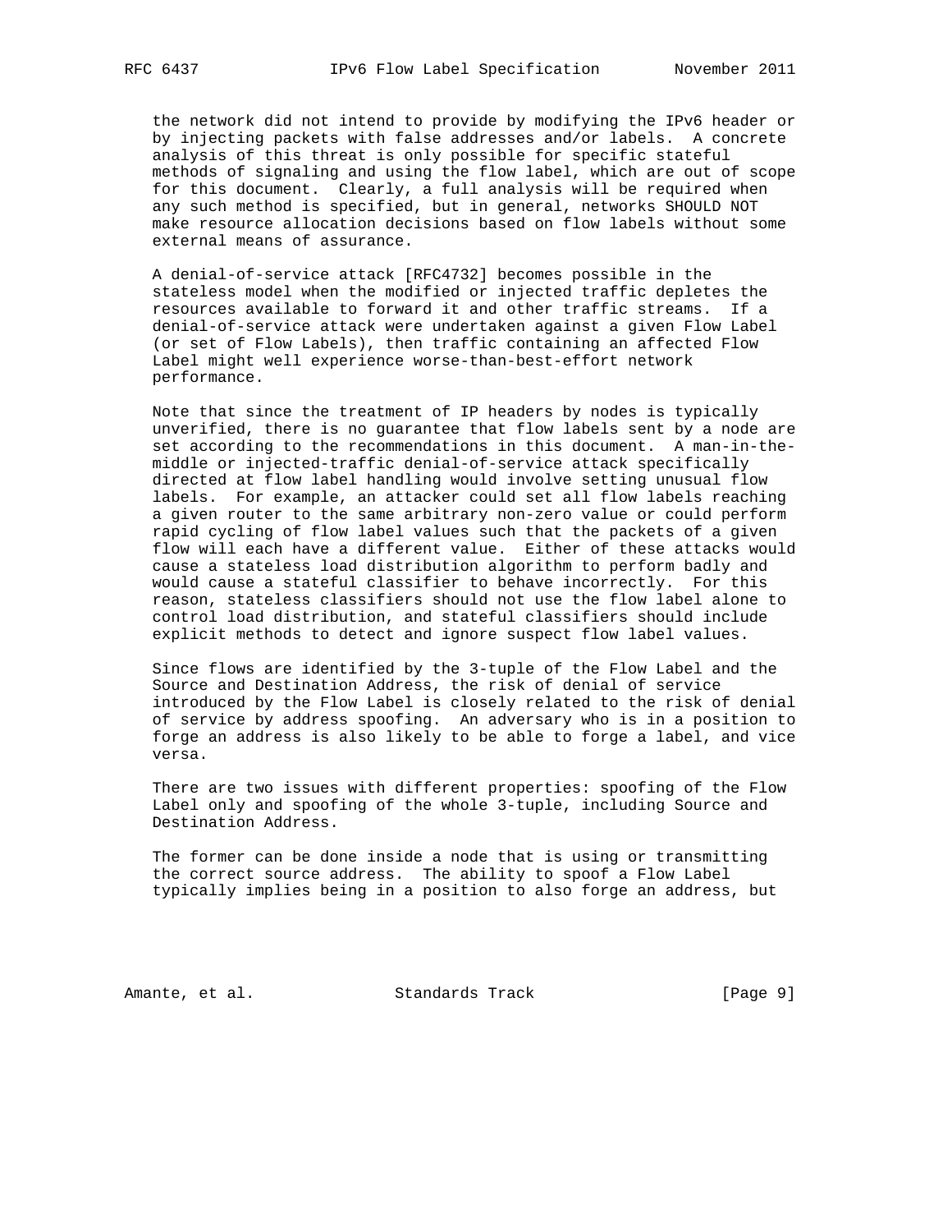the network did not intend to provide by modifying the IPv6 header or by injecting packets with false addresses and/or labels. A concrete analysis of this threat is only possible for specific stateful methods of signaling and using the flow label, which are out of scope for this document. Clearly, a full analysis will be required when any such method is specified, but in general, networks SHOULD NOT make resource allocation decisions based on flow labels without some external means of assurance.

A denial-of-service attack [RFC4732] becomes possible in the stateless model when the modified or injected traffic depletes the resources available to forward it and other traffic streams. If a denial-of-service attack were undertaken against a given Flow Label (or set of Flow Labels), then traffic containing an affected Flow Label might well experience worse-than-best-effort network performance.

Note that since the treatment of IP headers by nodes is typically unverified, there is no guarantee that flow labels sent by a node are set according to the recommendations in this document. A man-in-the-middle or injected-traffic denial-of-service attack specifically directed at flow label handling would involve setting unusual flow labels. For example, an attacker could set all flow labels reaching a given router to the same arbitrary non-zero value or could perform rapid cycling of flow label values such that the packets of a given flow will each have a different value. Either of these attacks would cause a stateless load distribution algorithm to perform badly and would cause a stateful classifier to behave incorrectly. For this reason, stateless classifiers should not use the flow label alone to control load distribution, and stateful classifiers should include explicit methods to detect and ignore suspect flow label values.

Since flows are identified by the 3-tuple of the Flow Label and the Source and Destination Address, the risk of denial of service introduced by the Flow Label is closely related to the risk of denial of service by address spoofing. An adversary who is in a position to forge an address is also likely to be able to forge a label, and vice versa.

There are two issues with different properties: spoofing of the Flow Label only and spoofing of the whole 3-tuple, including Source and Destination Address.

The former can be done inside a node that is using or transmitting the correct source address. The ability to spoof a Flow Label typically implies being in a position to also forge an address, but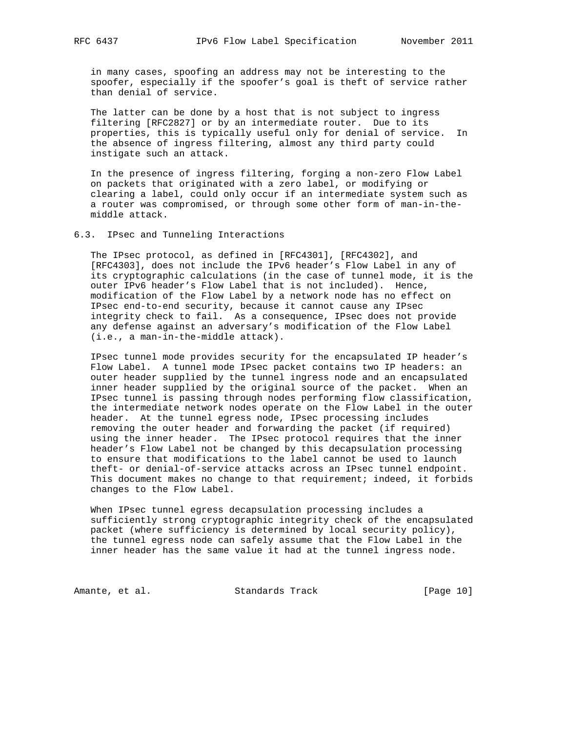in many cases, spoofing an address may not be interesting to the spoofer, especially if the spoofer's goal is theft of service rather than denial of service.

The latter can be done by a host that is not subject to ingress filtering [RFC2827] or by an intermediate router. Due to its properties, this is typically useful only for denial of service. In the absence of ingress filtering, almost any third party could instigate such an attack.

In the presence of ingress filtering, forging a non-zero Flow Label on packets that originated with a zero label, or modifying or clearing a label, could only occur if an intermediate system such as a router was compromised, or through some other form of man-in-the-middle attack.

### 6.3. IPsec and Tunneling Interactions

The IPsec protocol, as defined in [RFC4301], [RFC4302], and [RFC4303], does not include the IPv6 header's Flow Label in any of its cryptographic calculations (in the case of tunnel mode, it is the outer IPv6 header's Flow Label that is not included). Hence, modification of the Flow Label by a network node has no effect on IPsec end-to-end security, because it cannot cause any IPsec integrity check to fail. As a consequence, IPsec does not provide any defense against an adversary's modification of the Flow Label (i.e., a man-in-the-middle attack).

IPsec tunnel mode provides security for the encapsulated IP header's Flow Label. A tunnel mode IPsec packet contains two IP headers: an outer header supplied by the tunnel ingress node and an encapsulated inner header supplied by the original source of the packet. When an IPsec tunnel is passing through nodes performing flow classification, the intermediate network nodes operate on the Flow Label in the outer header. At the tunnel egress node, IPsec processing includes removing the outer header and forwarding the packet (if required) using the inner header. The IPsec protocol requires that the inner header's Flow Label not be changed by this decapsulation processing to ensure that modifications to the label cannot be used to launch theft- or denial-of-service attacks across an IPsec tunnel endpoint. This document makes no change to that requirement; indeed, it forbids changes to the Flow Label.

When IPsec tunnel egress decapsulation processing includes a sufficiently strong cryptographic integrity check of the encapsulated packet (where sufficiency is determined by local security policy), the tunnel egress node can safely assume that the Flow Label in the inner header has the same value it had at the tunnel ingress node.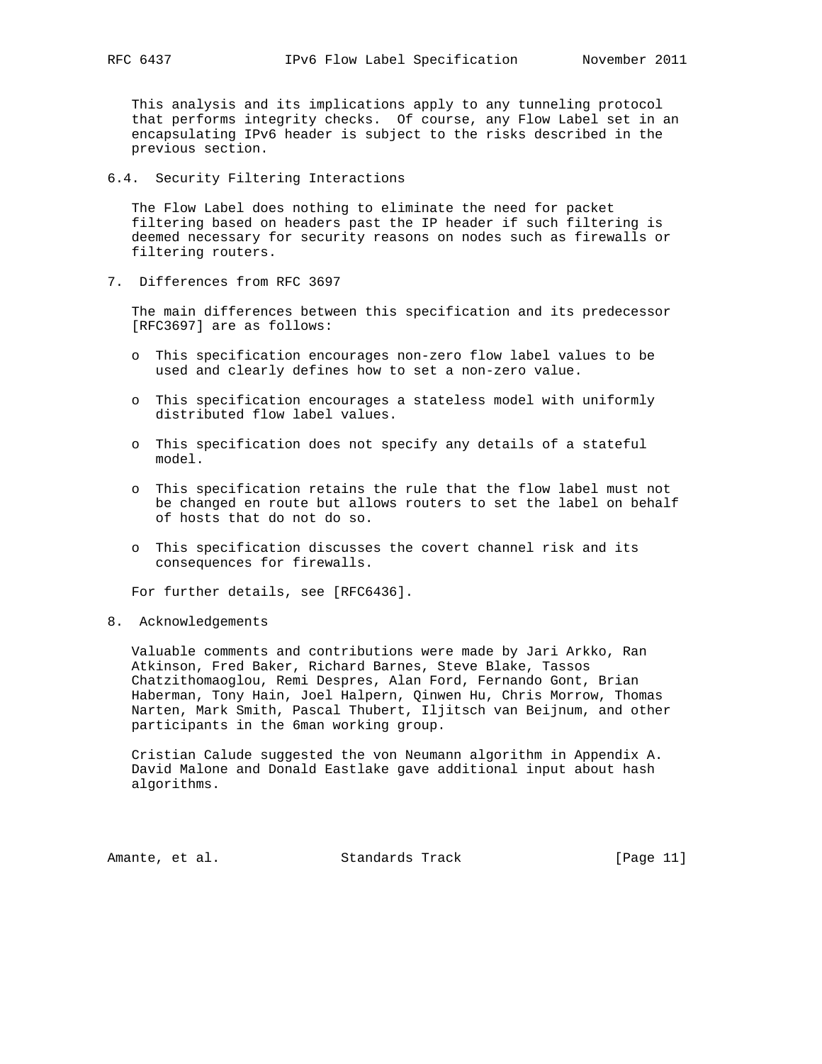This analysis and its implications apply to any tunneling protocol that performs integrity checks. Of course, any Flow Label set in an encapsulating IPv6 header is subject to the risks described in the previous section.

### 6.4. Security Filtering Interactions

The Flow Label does nothing to eliminate the need for packet filtering based on headers past the IP header if such filtering is deemed necessary for security reasons on nodes such as firewalls or filtering routers.

## 7. Differences from RFC 3697

The main differences between this specification and its predecessor [RFC3697] are as follows:

- This specification encourages non-zero flow label values to be used and clearly defines how to set a non-zero value.
- This specification encourages a stateless model with uniformly distributed flow label values.
- This specification does not specify any details of a stateful model.
- This specification retains the rule that the flow label must not be changed en route but allows routers to set the label on behalf of hosts that do not do so.
- This specification discusses the covert channel risk and its consequences for firewalls.

For further details, see [RFC6436].

## 8. Acknowledgements

Valuable comments and contributions were made by Jari Arkko, Ran Atkinson, Fred Baker, Richard Barnes, Steve Blake, Tassos Chatzithomaoglou, Remi Despres, Alan Ford, Fernando Gont, Brian Haberman, Tony Hain, Joel Halpern, Qinwen Hu, Chris Morrow, Thomas Narten, Mark Smith, Pascal Thubert, Iljitsch van Beijnum, and other participants in the 6man working group.

Cristian Calude suggested the von Neumann algorithm in Appendix A. David Malone and Donald Eastlake gave additional input about hash algorithms.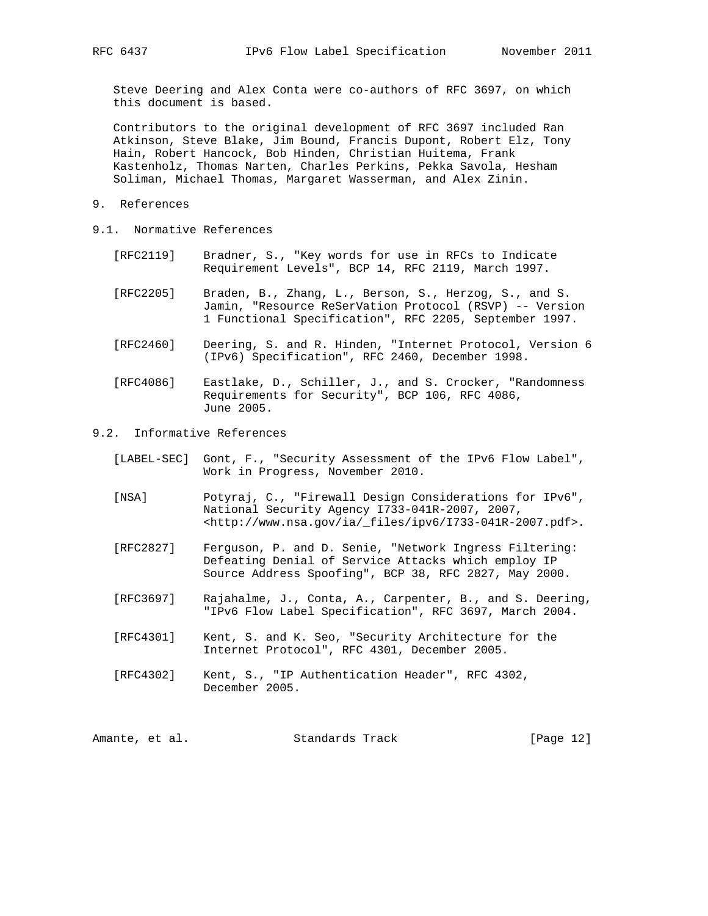Steve Deering and Alex Conta were co-authors of RFC 3697, on which this document is based.

Contributors to the original development of RFC 3697 included Ran Atkinson, Steve Blake, Jim Bound, Francis Dupont, Robert Elz, Tony Hain, Robert Hancock, Bob Hinden, Christian Huitema, Frank Kastenholz, Thomas Narten, Charles Perkins, Pekka Savola, Hesham Soliman, Michael Thomas, Margaret Wasserman, and Alex Zinin.

# 9. References

## 9.1. Normative References

[RFC2119] Bradner, S., "Key words for use in RFCs to Indicate Requirement Levels", BCP 14, RFC 2119, March 1997.

[RFC2205] Braden, B., Zhang, L., Berson, S., Herzog, S., and S. Jamin, "Resource ReSerVation Protocol (RSVP) -- Version 1 Functional Specification", RFC 2205, September 1997.

[RFC2460] Deering, S. and R. Hinden, "Internet Protocol, Version 6 (IPv6) Specification", RFC 2460, December 1998.

[RFC4086] Eastlake, D., Schiller, J., and S. Crocker, "Randomness Requirements for Security", BCP 106, RFC 4086, June 2005.

## 9.2. Informative References

[LABEL-SEC] Gont, F., "Security Assessment of the IPv6 Flow Label", Work in Progress, November 2010.

[NSA] Potyraj, C., "Firewall Design Considerations for IPv6", National Security Agency I733-041R-2007, 2007, <http://www.nsa.gov/ia/_files/ipv6/I733-041R-2007.pdf>.

[RFC2827] Ferguson, P. and D. Senie, "Network Ingress Filtering: Defeating Denial of Service Attacks which employ IP Source Address Spoofing", BCP 38, RFC 2827, May 2000.

[RFC3697] Rajahalme, J., Conta, A., Carpenter, B., and S. Deering, "IPv6 Flow Label Specification", RFC 3697, March 2004.

[RFC4301] Kent, S. and K. Seo, "Security Architecture for the Internet Protocol", RFC 4301, December 2005.

[RFC4302] Kent, S., "IP Authentication Header", RFC 4302, December 2005.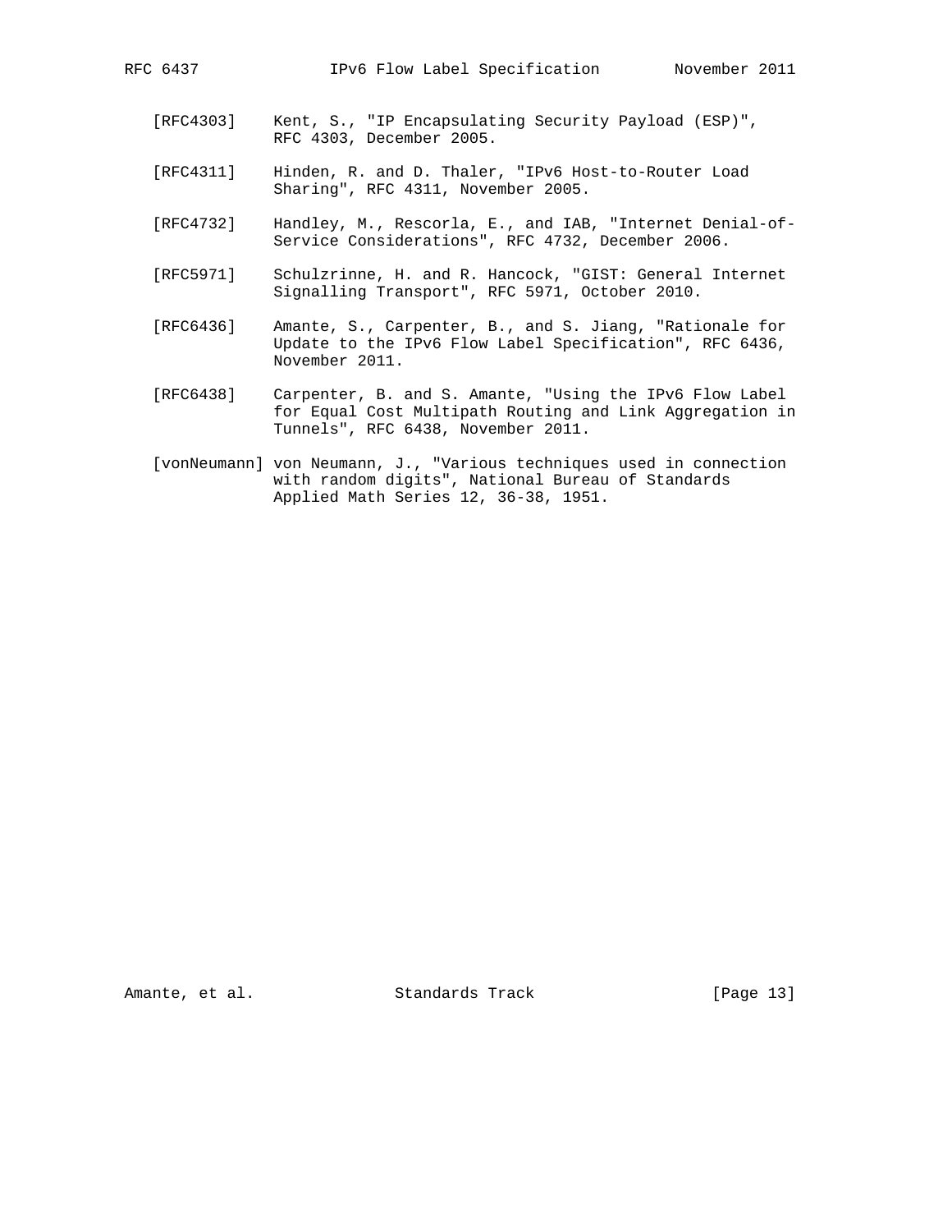[RFC4303] Kent, S., "IP Encapsulating Security Payload (ESP)", RFC 4303, December 2005.

[RFC4311] Hinden, R. and D. Thaler, "IPv6 Host-to-Router Load Sharing", RFC 4311, November 2005.

[RFC4732] Handley, M., Rescorla, E., and IAB, "Internet Denial-of-Service Considerations", RFC 4732, December 2006.

[RFC5971] Schulzrinne, H. and R. Hancock, "GIST: General Internet Signalling Transport", RFC 5971, October 2010.

[RFC6436] Amante, S., Carpenter, B., and S. Jiang, "Rationale for Update to the IPv6 Flow Label Specification", RFC 6436, November 2011.

[RFC6438] Carpenter, B. and S. Amante, "Using the IPv6 Flow Label for Equal Cost Multipath Routing and Link Aggregation in Tunnels", RFC 6438, November 2011.

[vonNeumann] von Neumann, J., "Various techniques used in connection with random digits", National Bureau of Standards Applied Math Series 12, 36-38, 1951.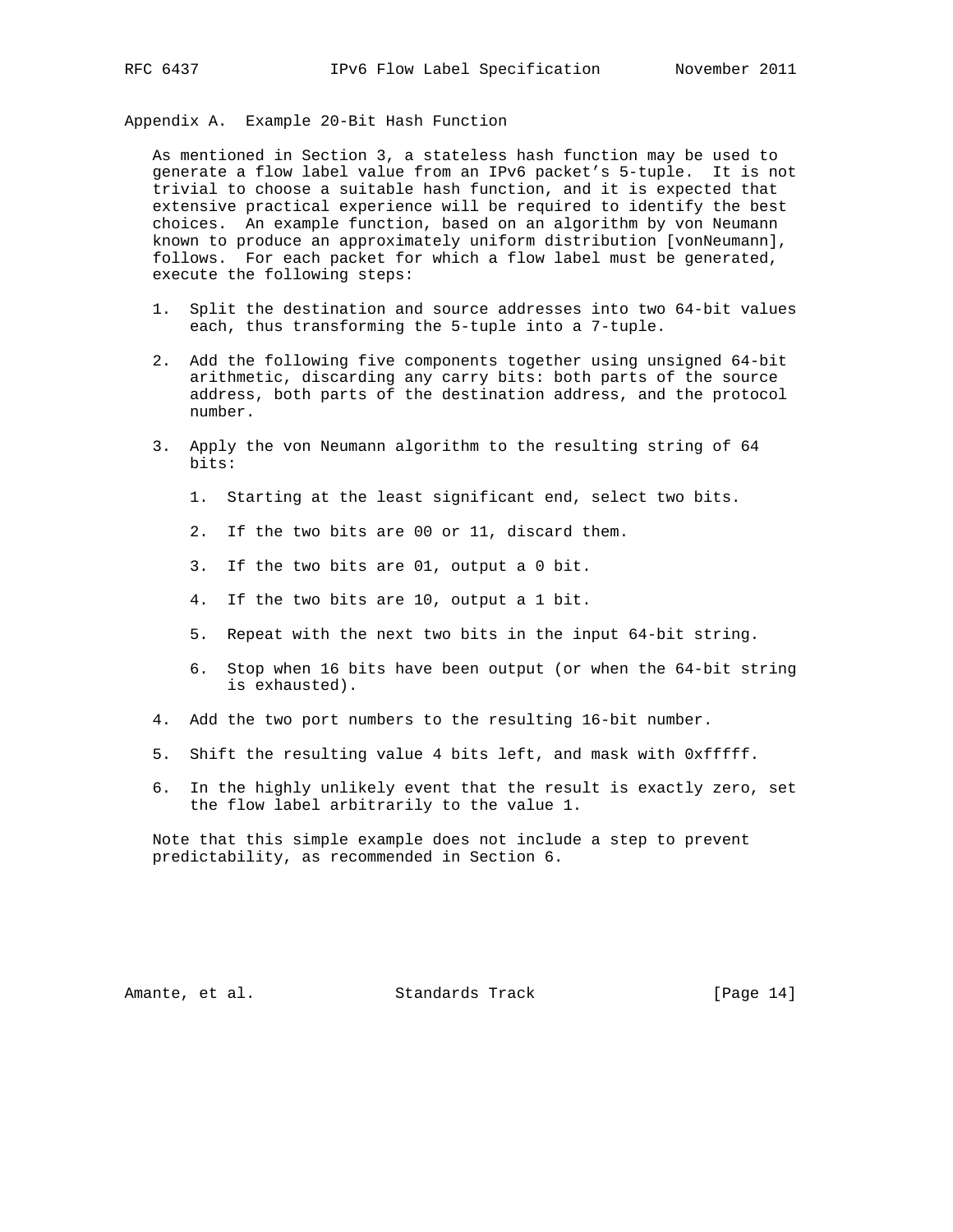## Appendix A. Example 20-Bit Hash Function

As mentioned in Section 3, a stateless hash function may be used to generate a flow label value from an IPv6 packet's 5-tuple. It is not trivial to choose a suitable hash function, and it is expected that extensive practical experience will be required to identify the best choices. An example function, based on an algorithm by von Neumann known to produce an approximately uniform distribution [vonNeumann], follows. For each packet for which a flow label must be generated, execute the following steps:

1. Split the destination and source addresses into two 64-bit values each, thus transforming the 5-tuple into a 7-tuple.

2. Add the following five components together using unsigned 64-bit arithmetic, discarding any carry bits: both parts of the source address, both parts of the destination address, and the protocol number.

3. Apply the von Neumann algorithm to the resulting string of 64 bits:

   1. Starting at the least significant end, select two bits.

   2. If the two bits are 00 or 11, discard them.

   3. If the two bits are 01, output a 0 bit.

   4. If the two bits are 10, output a 1 bit.

   5. Repeat with the next two bits in the input 64-bit string.

   6. Stop when 16 bits have been output (or when the 64-bit string is exhausted).

4. Add the two port numbers to the resulting 16-bit number.

5. Shift the resulting value 4 bits left, and mask with 0xfffff.

6. In the highly unlikely event that the result is exactly zero, set the flow label arbitrarily to the value 1.

Note that this simple example does not include a step to prevent predictability, as recommended in Section 6.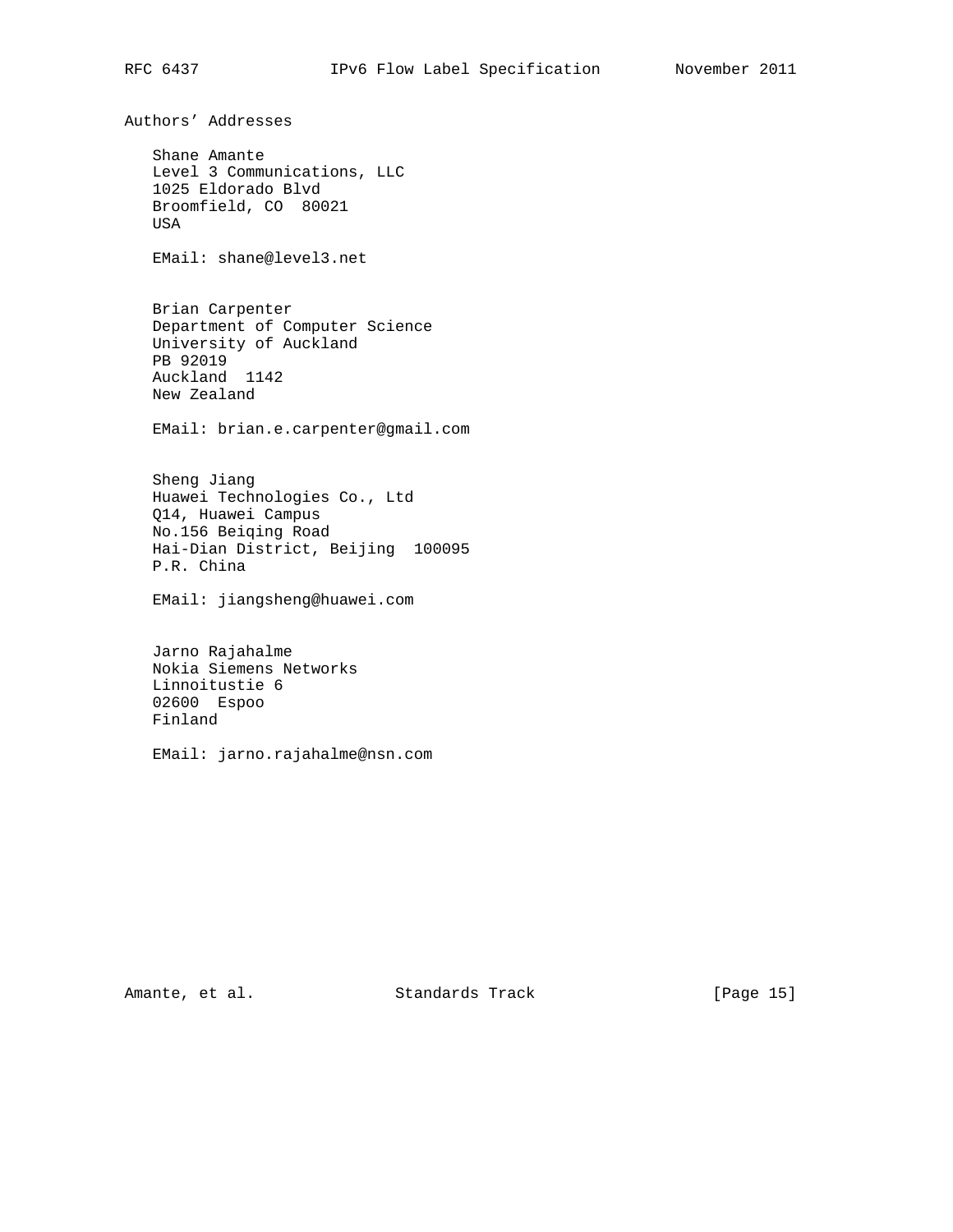## Authors' Addresses

Shane Amante
Level 3 Communications, LLC
1025 Eldorado Blvd
Broomfield, CO  80021
USA

EMail: shane@level3.net

Brian Carpenter
Department of Computer Science
University of Auckland
PB 92019
Auckland  1142
New Zealand

EMail: brian.e.carpenter@gmail.com

Sheng Jiang
Huawei Technologies Co., Ltd
Q14, Huawei Campus
No.156 Beiqing Road
Hai-Dian District, Beijing  100095
P.R. China

EMail: jiangsheng@huawei.com

Jarno Rajahalme
Nokia Siemens Networks
Linnoitustie 6
02600  Espoo
Finland

EMail: jarno.rajahalme@nsn.com